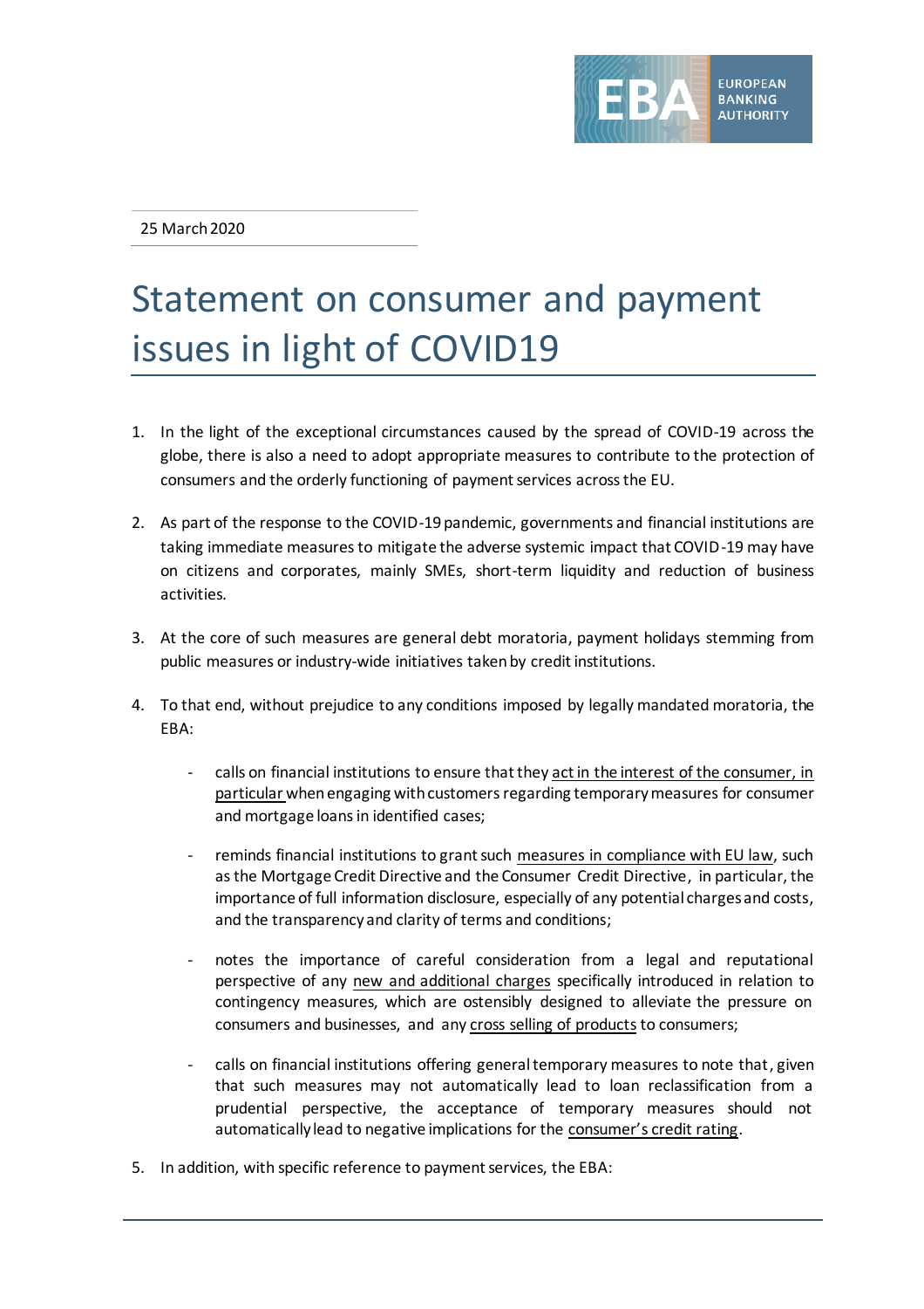25 March 2020

# Statement on consumer and payment issues in light of COVID19

1. In the light of the exceptional circumstances caused by the spread of COVID-19 across the globe, there is also a need to adopt appropriate measures to contribute to the protection of consumers and the orderly functioning of payment services across the EU.

2. As part of the response to the COVID-19 pandemic, governments and financial institutions are taking immediate measures to mitigate the adverse systemic impact that COVID-19 may have on citizens and corporates, mainly SMEs, short-term liquidity and reduction of business activities.

3. At the core of such measures are general debt moratoria, payment holidays stemming from public measures or industry-wide initiatives taken by credit institutions.

4. To that end, without prejudice to any conditions imposed by legally mandated moratoria, the EBA:

    - calls on financial institutions to ensure that they act in the interest of the consumer, in particular when engaging with customers regarding temporary measures for consumer and mortgage loans in identified cases;

    - reminds financial institutions to grant such measures in compliance with EU law, such as the Mortgage Credit Directive and the Consumer Credit Directive, in particular, the importance of full information disclosure, especially of any potential charges and costs, and the transparency and clarity of terms and conditions;

    - notes the importance of careful consideration from a legal and reputational perspective of any new and additional charges specifically introduced in relation to contingency measures, which are ostensibly designed to alleviate the pressure on consumers and businesses, and any cross selling of products to consumers;

    - calls on financial institutions offering general temporary measures to note that, given that such measures may not automatically lead to loan reclassification from a prudential perspective, the acceptance of temporary measures should not automatically lead to negative implications for the consumer's credit rating.

5. In addition, with specific reference to payment services, the EBA: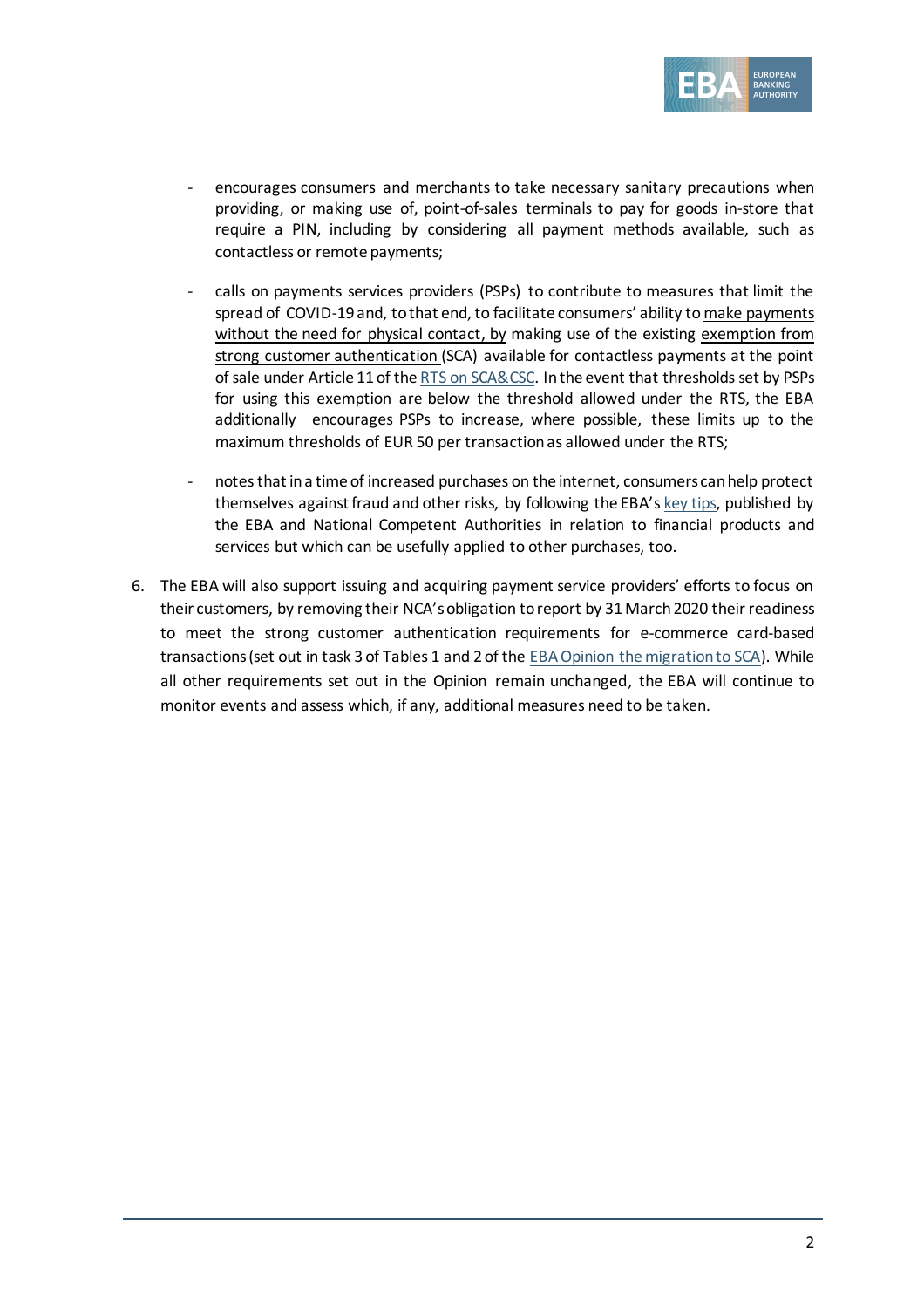- encourages consumers and merchants to take necessary sanitary precautions when providing, or making use of, point-of-sales terminals to pay for goods in-store that require a PIN, including by considering all payment methods available, such as contactless or remote payments;

- calls on payments services providers (PSPs) to contribute to measures that limit the spread of COVID-19 and, to that end, to facilitate consumers' ability to make payments without the need for physical contact, by making use of the existing exemption from strong customer authentication (SCA) available for contactless payments at the point of sale under Article 11 of the RTS on SCA&CSC. In the event that thresholds set by PSPs for using this exemption are below the threshold allowed under the RTS, the EBA additionally encourages PSPs to increase, where possible, these limits up to the maximum thresholds of EUR 50 per transaction as allowed under the RTS;

- notes that in a time of increased purchases on the internet, consumers can help protect themselves against fraud and other risks, by following the EBA's key tips, published by the EBA and National Competent Authorities in relation to financial products and services but which can be usefully applied to other purchases, too.

6. The EBA will also support issuing and acquiring payment service providers' efforts to focus on their customers, by removing their NCA's obligation to report by 31 March 2020 their readiness to meet the strong customer authentication requirements for e-commerce card-based transactions (set out in task 3 of Tables 1 and 2 of the EBA Opinion the migration to SCA). While all other requirements set out in the Opinion remain unchanged, the EBA will continue to monitor events and assess which, if any, additional measures need to be taken.